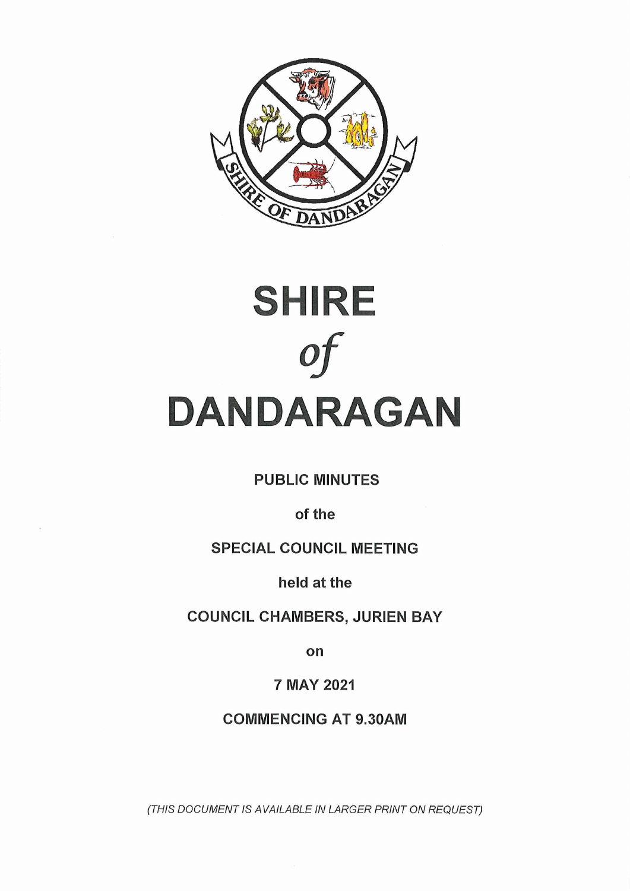# SHIRE
*of*
# DANDARAGAN

**PUBLIC MINUTES**

**of the**

**SPECIAL COUNCIL MEETING**

**held at the**

**COUNCIL CHAMBERS, JURIEN BAY**

**on**

**7 MAY 2021**

**COMMENCING AT 9.30AM**

*(THIS DOCUMENT IS AVAILABLE IN LARGER PRINT ON REQUEST)*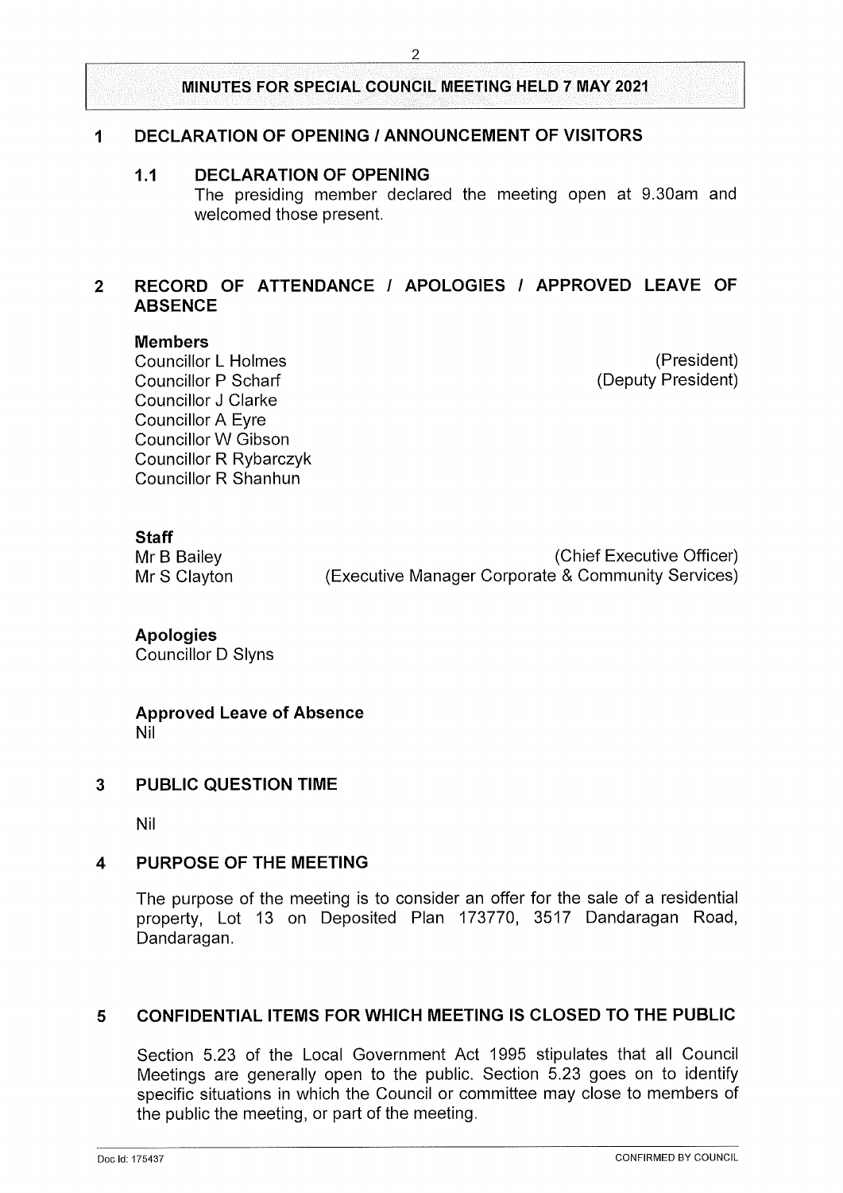**MINUTES FOR SPECIAL COUNCIL MEETING HELD 7 MAY 2021**

## 1 DECLARATION OF OPENING / ANNOUNCEMENT OF VISITORS

### 1.1 DECLARATION OF OPENING

The presiding member declared the meeting open at 9.30am and welcomed those present.

## 2 RECORD OF ATTENDANCE / APOLOGIES / APPROVED LEAVE OF ABSENCE

**Members**

Councillor L Holmes (President)
Councillor P Scharf (Deputy President)
Councillor J Clarke
Councillor A Eyre
Councillor W Gibson
Councillor R Rybarczyk
Councillor R Shanhun

**Staff**

Mr B Bailey (Chief Executive Officer)
Mr S Clayton (Executive Manager Corporate & Community Services)

**Apologies**

Councillor D Slyns

**Approved Leave of Absence**

Nil

## 3 PUBLIC QUESTION TIME

Nil

## 4 PURPOSE OF THE MEETING

The purpose of the meeting is to consider an offer for the sale of a residential property, Lot 13 on Deposited Plan 173770, 3517 Dandaragan Road, Dandaragan.

## 5 CONFIDENTIAL ITEMS FOR WHICH MEETING IS CLOSED TO THE PUBLIC

Section 5.23 of the Local Government Act 1995 stipulates that all Council Meetings are generally open to the public. Section 5.23 goes on to identify specific situations in which the Council or committee may close to members of the public the meeting, or part of the meeting.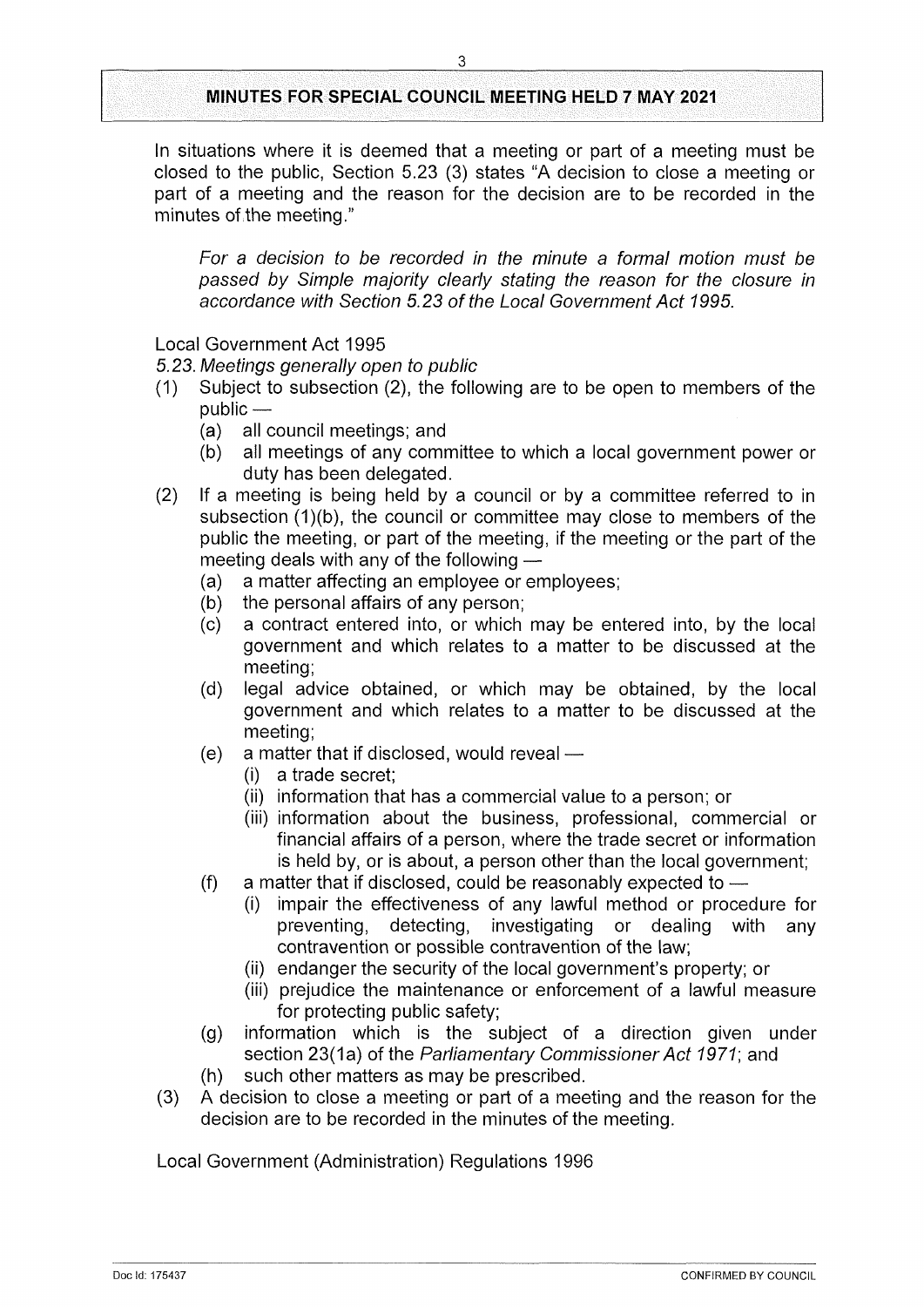In situations where it is deemed that a meeting or part of a meeting must be closed to the public, Section 5.23 (3) states "A decision to close a meeting or part of a meeting and the reason for the decision are to be recorded in the minutes of the meeting."

> *For a decision to be recorded in the minute a formal motion must be passed by Simple majority clearly stating the reason for the closure in accordance with Section 5.23 of the Local Government Act 1995.*

Local Government Act 1995

*5.23. Meetings generally open to public*

(1) Subject to subsection (2), the following are to be open to members of the public —
    (a) all council meetings; and
    (b) all meetings of any committee to which a local government power or duty has been delegated.

(2) If a meeting is being held by a council or by a committee referred to in subsection (1)(b), the council or committee may close to members of the public the meeting, or part of the meeting, if the meeting or the part of the meeting deals with any of the following —
    (a) a matter affecting an employee or employees;
    (b) the personal affairs of any person;
    (c) a contract entered into, or which may be entered into, by the local government and which relates to a matter to be discussed at the meeting;
    (d) legal advice obtained, or which may be obtained, by the local government and which relates to a matter to be discussed at the meeting;
    (e) a matter that if disclosed, would reveal —
        (i) a trade secret;
        (ii) information that has a commercial value to a person; or
        (iii) information about the business, professional, commercial or financial affairs of a person, where the trade secret or information is held by, or is about, a person other than the local government;
    (f) a matter that if disclosed, could be reasonably expected to —
        (i) impair the effectiveness of any lawful method or procedure for preventing, detecting, investigating or dealing with any contravention or possible contravention of the law;
        (ii) endanger the security of the local government's property; or
        (iii) prejudice the maintenance or enforcement of a lawful measure for protecting public safety;
    (g) information which is the subject of a direction given under section 23(1a) of the *Parliamentary Commissioner Act 1971*; and
    (h) such other matters as may be prescribed.

(3) A decision to close a meeting or part of a meeting and the reason for the decision are to be recorded in the minutes of the meeting.

Local Government (Administration) Regulations 1996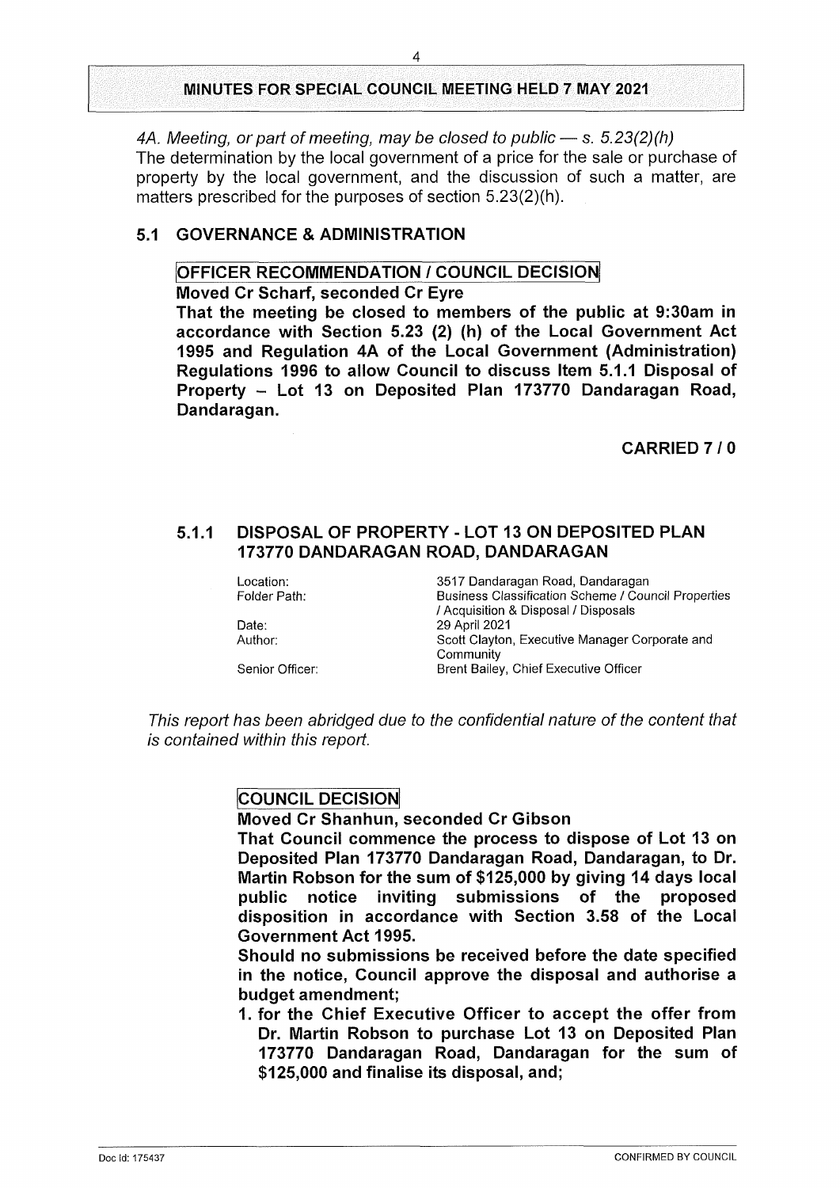*4A. Meeting, or part of meeting, may be closed to public — s. 5.23(2)(h)*
The determination by the local government of a price for the sale or purchase of property by the local government, and the discussion of such a matter, are matters prescribed for the purposes of section 5.23(2)(h).

## 5.1 GOVERNANCE & ADMINISTRATION

**OFFICER RECOMMENDATION / COUNCIL DECISION**

**Moved Cr Scharf, seconded Cr Eyre**

**That the meeting be closed to members of the public at 9:30am in accordance with Section 5.23 (2) (h) of the Local Government Act 1995 and Regulation 4A of the Local Government (Administration) Regulations 1996 to allow Council to discuss Item 5.1.1 Disposal of Property – Lot 13 on Deposited Plan 173770 Dandaragan Road, Dandaragan.**

**CARRIED 7 / 0**

### 5.1.1 DISPOSAL OF PROPERTY - LOT 13 ON DEPOSITED PLAN 173770 DANDARAGAN ROAD, DANDARAGAN

| | |
|---|---|
| Location: | 3517 Dandaragan Road, Dandaragan |
| Folder Path: | Business Classification Scheme / Council Properties / Acquisition & Disposal / Disposals |
| Date: | 29 April 2021 |
| Author: | Scott Clayton, Executive Manager Corporate and Community |
| Senior Officer: | Brent Bailey, Chief Executive Officer |

*This report has been abridged due to the confidential nature of the content that is contained within this report.*

**COUNCIL DECISION**

**Moved Cr Shanhun, seconded Cr Gibson**

**That Council commence the process to dispose of Lot 13 on Deposited Plan 173770 Dandaragan Road, Dandaragan, to Dr. Martin Robson for the sum of $125,000 by giving 14 days local public notice inviting submissions of the proposed disposition in accordance with Section 3.58 of the Local Government Act 1995.**

**Should no submissions be received before the date specified in the notice, Council approve the disposal and authorise a budget amendment;**

1. **for the Chief Executive Officer to accept the offer from Dr. Martin Robson to purchase Lot 13 on Deposited Plan 173770 Dandaragan Road, Dandaragan for the sum of $125,000 and finalise its disposal, and;**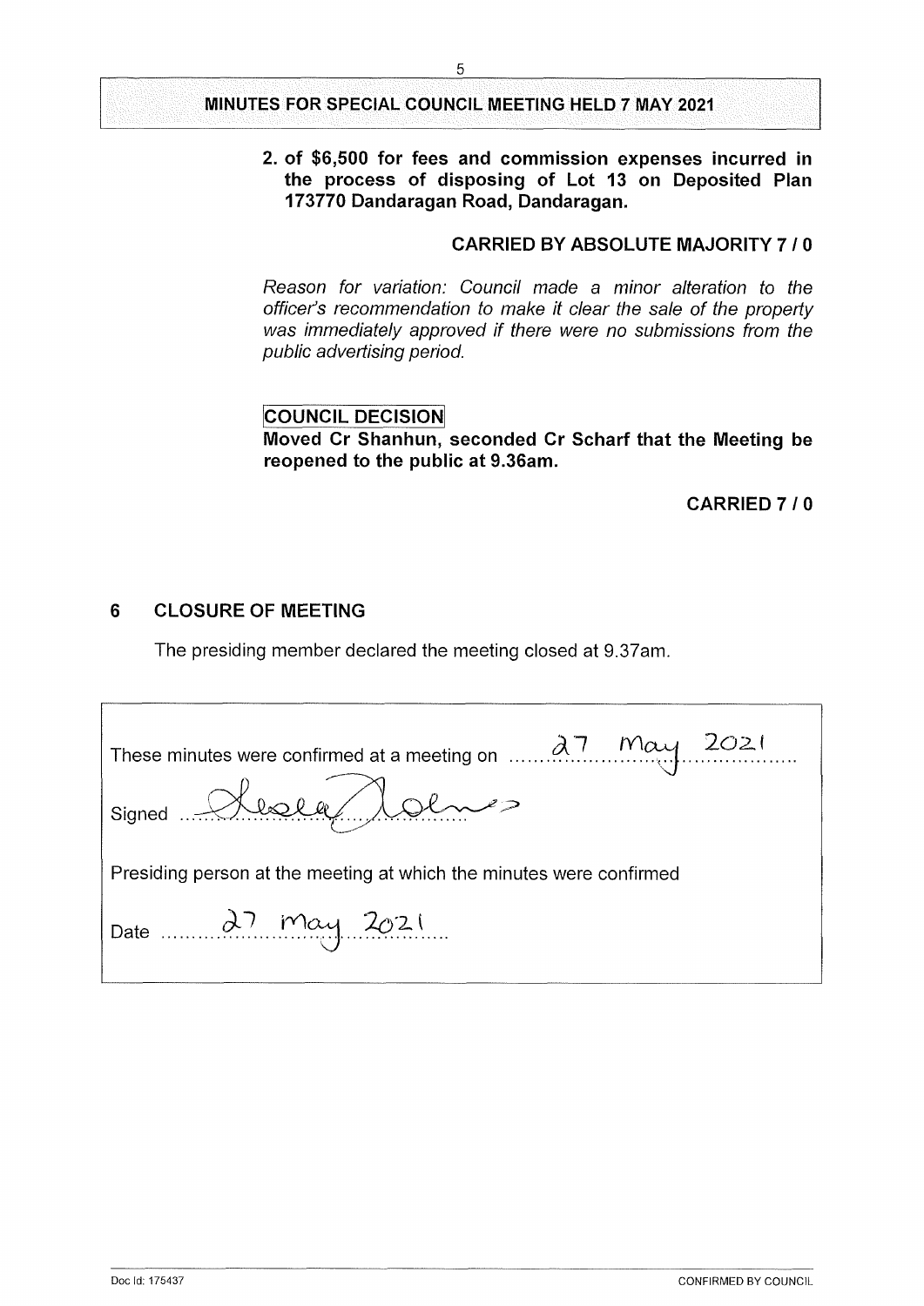2. of $6,500 for fees and commission expenses incurred in the process of disposing of Lot 13 on Deposited Plan 173770 Dandaragan Road, Dandaragan.

**CARRIED BY ABSOLUTE MAJORITY 7 / 0**

*Reason for variation: Council made a minor alteration to the officer's recommendation to make it clear the sale of the property was immediately approved if there were no submissions from the public advertising period.*

**COUNCIL DECISION**

**Moved Cr Shanhun, seconded Cr Scharf that the Meeting be reopened to the public at 9.36am.**

**CARRIED 7 / 0**

## 6 CLOSURE OF MEETING

The presiding member declared the meeting closed at 9.37am.

These minutes were confirmed at a meeting on 27 May 2021

Signed ...................................

Presiding person at the meeting at which the minutes were confirmed

Date 27 May 2021

Doc Id: 175437

CONFIRMED BY COUNCIL